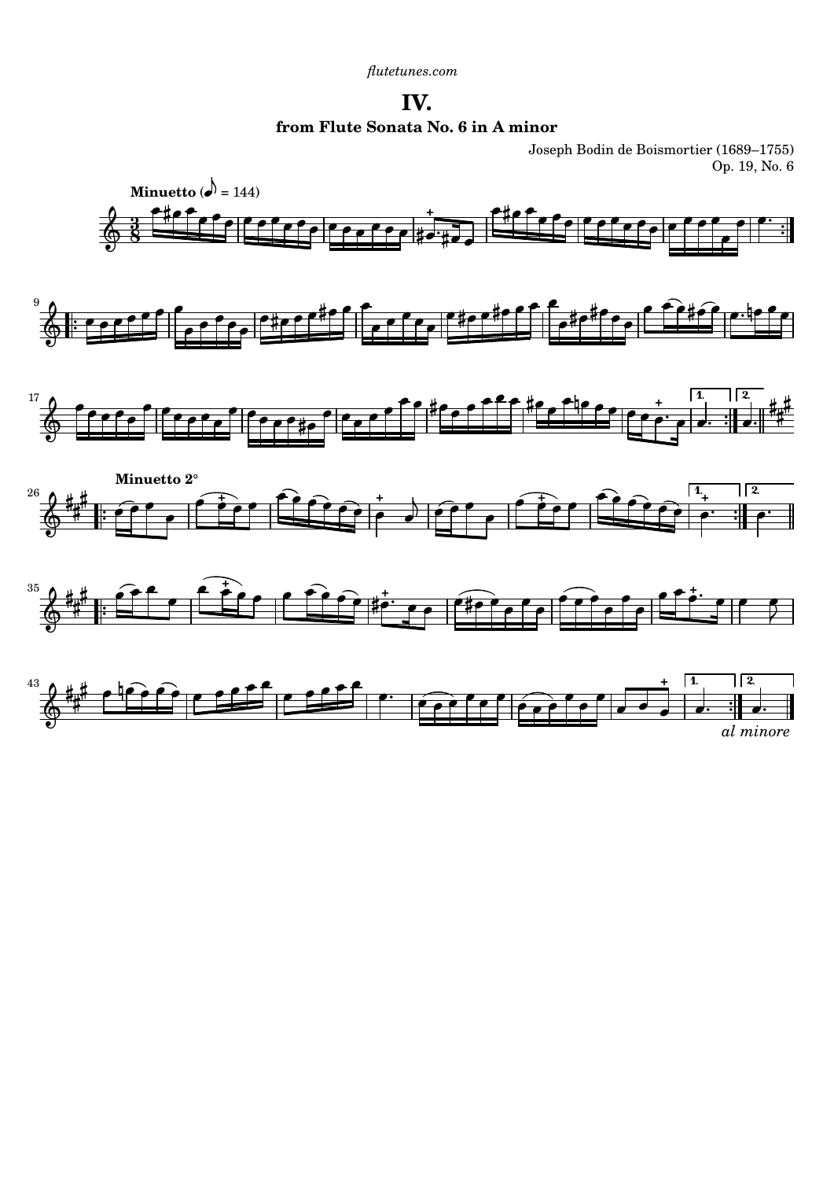flutetunes.com

# IV.

### from Flute Sonata No. 6 in A minor

Joseph Bodin de Boismortier (1689–1755)
Op. 19, No. 6

**Minuetto** (♪ = 144)

**Minuetto 2°**

*al minore*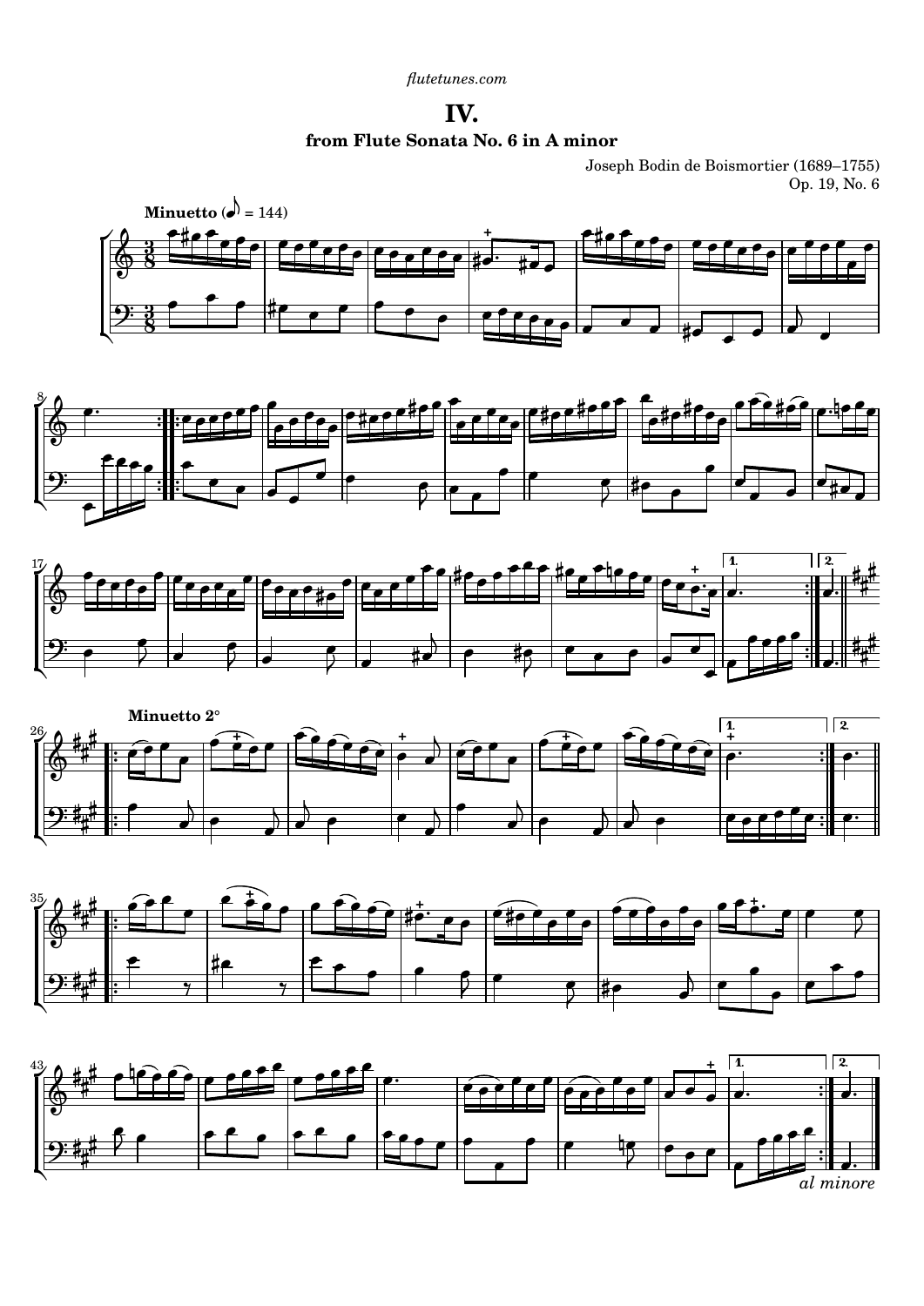flutetunes.com

# IV.

### from Flute Sonata No. 6 in A minor

Joseph Bodin de Boismortier (1689–1755)
Op. 19, No. 6

**Minuetto** (♪ = 144)

**Minuetto 2°**

*al minore*